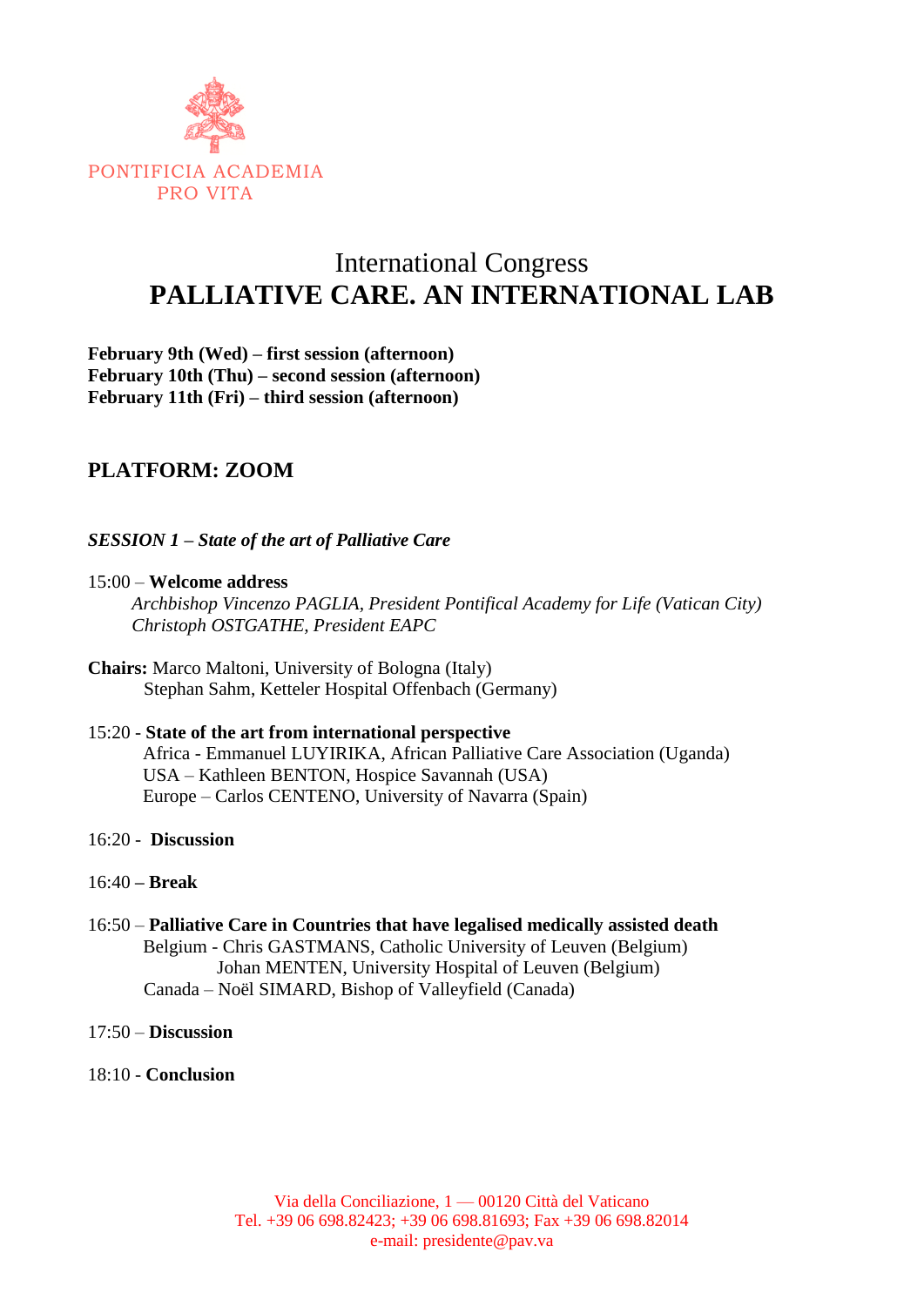PONTIFICIA ACADEMIA
PRO VITA

# International Congress
# PALLIATIVE CARE. AN INTERNATIONAL LAB

**February 9th (Wed) – first session (afternoon)**
**February 10th (Thu) – second session (afternoon)**
**February 11th (Fri) – third session (afternoon)**

## PLATFORM: ZOOM

***SESSION 1 – State of the art of Palliative Care***

15:00 – **Welcome address**
*Archbishop Vincenzo PAGLIA, President Pontifical Academy for Life (Vatican City)*
*Christoph OSTGATHE, President EAPC*

**Chairs:** Marco Maltoni, University of Bologna (Italy)
Stephan Sahm, Ketteler Hospital Offenbach (Germany)

15:20 - **State of the art from international perspective**
Africa - Emmanuel LUYIRIKA, African Palliative Care Association (Uganda)
USA – Kathleen BENTON, Hospice Savannah (USA)
Europe – Carlos CENTENO, University of Navarra (Spain)

16:20 - **Discussion**

16:40 **– Break**

16:50 – **Palliative Care in Countries that have legalised medically assisted death**
Belgium - Chris GASTMANS, Catholic University of Leuven (Belgium)
Johan MENTEN, University Hospital of Leuven (Belgium)
Canada – Noël SIMARD, Bishop of Valleyfield (Canada)

17:50 – **Discussion**

18:10 - **Conclusion**

Via della Conciliazione, 1 — 00120 Città del Vaticano
Tel. +39 06 698.82423; +39 06 698.81693; Fax +39 06 698.82014
e-mail: presidente@pav.va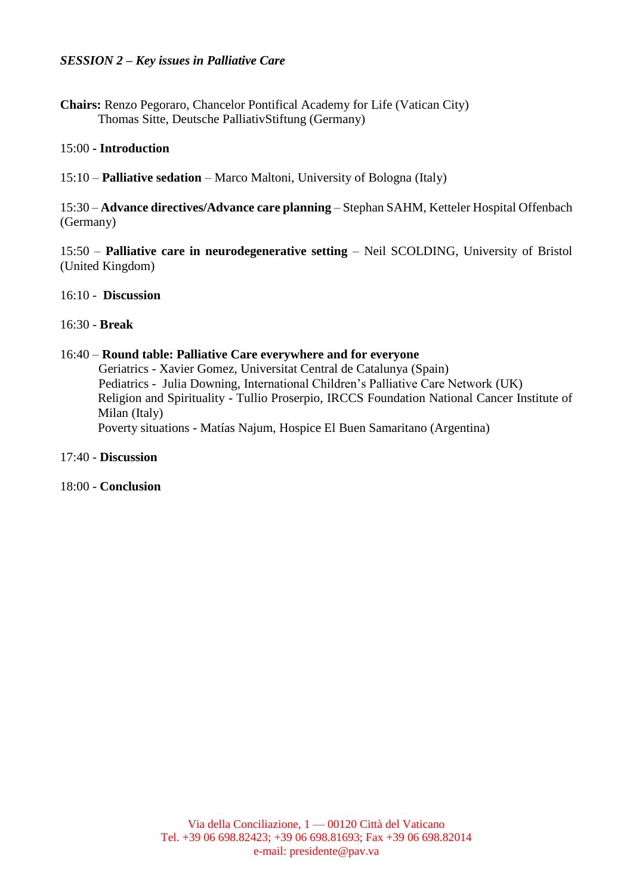*SESSION 2 – Key issues in Palliative Care*

**Chairs:** Renzo Pegoraro, Chancelor Pontifical Academy for Life (Vatican City)
Thomas Sitte, Deutsche PalliativStiftung (Germany)

15:00 - **Introduction**

15:10 – **Palliative sedation** – Marco Maltoni, University of Bologna (Italy)

15:30 – **Advance directives/Advance care planning** – Stephan SAHM, Ketteler Hospital Offenbach (Germany)

15:50 – **Palliative care in neurodegenerative setting** – Neil SCOLDING, University of Bristol (United Kingdom)

16:10 - **Discussion**

16:30 - **Break**

16:40 – **Round table: Palliative Care everywhere and for everyone**
Geriatrics - Xavier Gomez, Universitat Central de Catalunya (Spain)
Pediatrics - Julia Downing, International Children's Palliative Care Network (UK)
Religion and Spirituality - Tullio Proserpio, IRCCS Foundation National Cancer Institute of Milan (Italy)
Poverty situations - Matías Najum, Hospice El Buen Samaritano (Argentina)

17:40 - **Discussion**

18:00 - **Conclusion**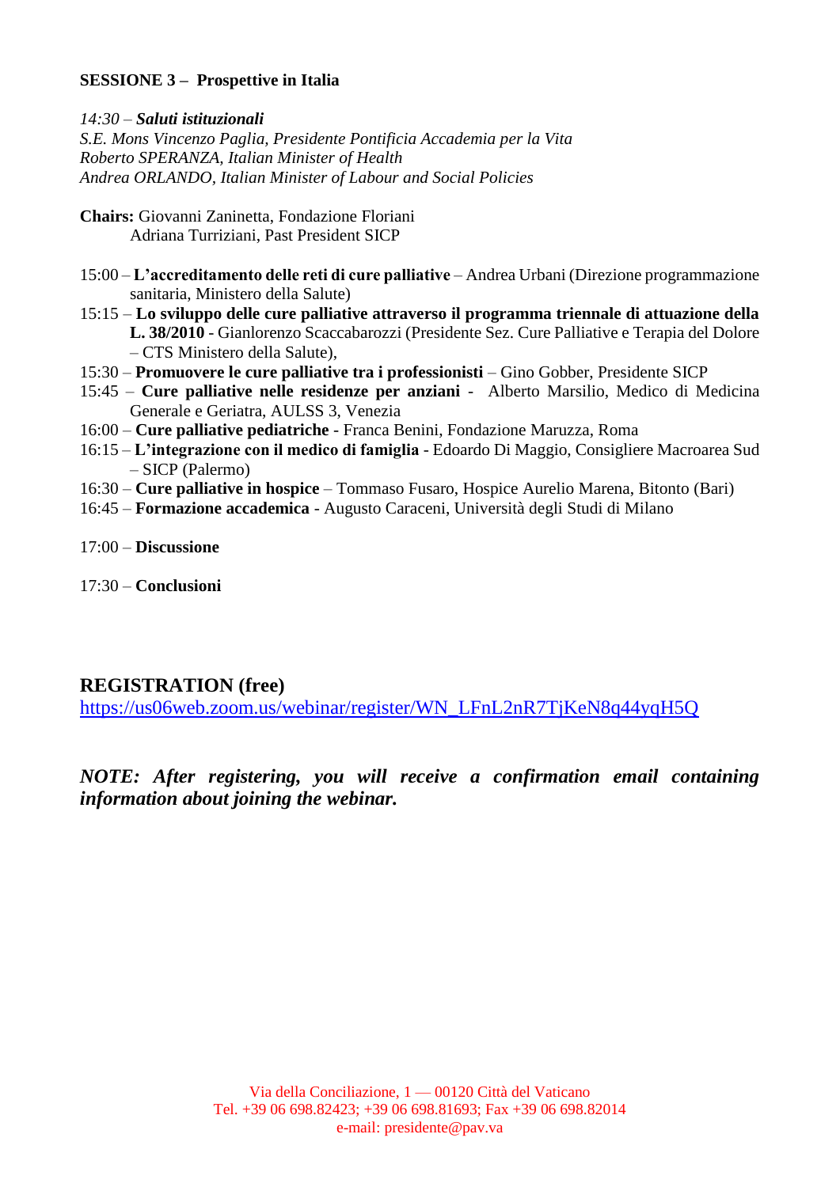**SESSIONE 3 – Prospettive in Italia**

*14:30 – **Saluti istituzionali***
*S.E. Mons Vincenzo Paglia, Presidente Pontificia Accademia per la Vita*
*Roberto SPERANZA, Italian Minister of Health*
*Andrea ORLANDO, Italian Minister of Labour and Social Policies*

**Chairs:** Giovanni Zaninetta, Fondazione Floriani
Adriana Turriziani, Past President SICP

15:00 – **L'accreditamento delle reti di cure palliative** – Andrea Urbani (Direzione programmazione sanitaria, Ministero della Salute)
15:15 – **Lo sviluppo delle cure palliative attraverso il programma triennale di attuazione della L. 38/2010** - Gianlorenzo Scaccabarozzi (Presidente Sez. Cure Palliative e Terapia del Dolore – CTS Ministero della Salute),
15:30 – **Promuovere le cure palliative tra i professionisti** – Gino Gobber, Presidente SICP
15:45 – **Cure palliative nelle residenze per anziani** - Alberto Marsilio, Medico di Medicina Generale e Geriatra, AULSS 3, Venezia
16:00 – **Cure palliative pediatriche** - Franca Benini, Fondazione Maruzza, Roma
16:15 – **L'integrazione con il medico di famiglia** - Edoardo Di Maggio, Consigliere Macroarea Sud – SICP (Palermo)
16:30 – **Cure palliative in hospice** – Tommaso Fusaro, Hospice Aurelio Marena, Bitonto (Bari)
16:45 – **Formazione accademica** - Augusto Caraceni, Università degli Studi di Milano

17:00 – **Discussione**

17:30 – **Conclusioni**

## REGISTRATION (free)

https://us06web.zoom.us/webinar/register/WN_LFnL2nR7TjKeN8q44yqH5Q

***NOTE: After registering, you will receive a confirmation email containing information about joining the webinar.***

Via della Conciliazione, 1 — 00120 Città del Vaticano
Tel. +39 06 698.82423; +39 06 698.81693; Fax +39 06 698.82014
e-mail: presidente@pav.va